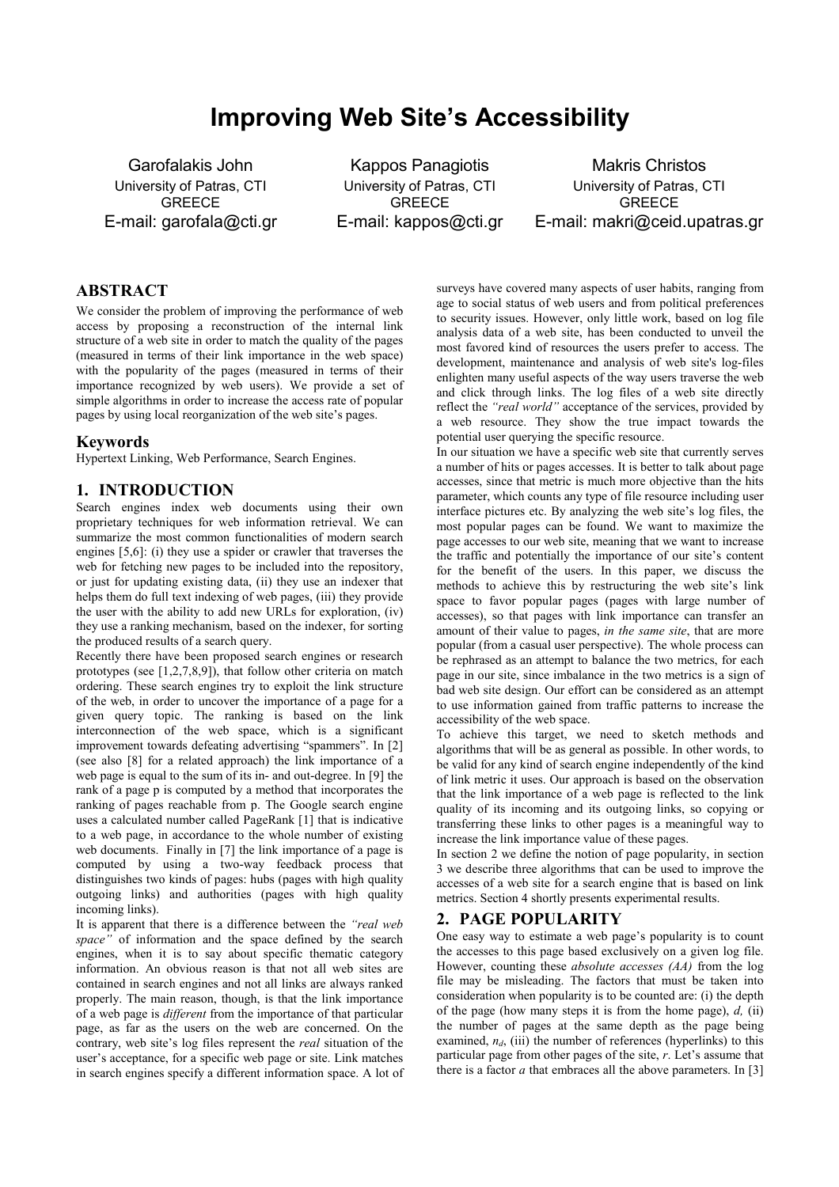# Improving Web Site's Accessibility

Garofalakis John
University of Patras, CTI
GREECE
E-mail: garofala@cti.gr

Kappos Panagiotis
University of Patras, CTI
GREECE
E-mail: kappos@cti.gr

Makris Christos
University of Patras, CTI
GREECE
E-mail: makri@ceid.upatras.gr

## ABSTRACT

We consider the problem of improving the performance of web access by proposing a reconstruction of the internal link structure of a web site in order to match the quality of the pages (measured in terms of their link importance in the web space) with the popularity of the pages (measured in terms of their importance recognized by web users). We provide a set of simple algorithms in order to increase the access rate of popular pages by using local reorganization of the web site's pages.

### Keywords

Hypertext Linking, Web Performance, Search Engines.

## 1. INTRODUCTION

Search engines index web documents using their own proprietary techniques for web information retrieval. We can summarize the most common functionalities of modern search engines [5,6]: (i) they use a spider or crawler that traverses the web for fetching new pages to be included into the repository, or just for updating existing data, (ii) they use an indexer that helps them do full text indexing of web pages, (iii) they provide the user with the ability to add new URLs for exploration, (iv) they use a ranking mechanism, based on the indexer, for sorting the produced results of a search query.

Recently there have been proposed search engines or research prototypes (see [1,2,7,8,9]), that follow other criteria on match ordering. These search engines try to exploit the link structure of the web, in order to uncover the importance of a page for a given query topic. The ranking is based on the link interconnection of the web space, which is a significant improvement towards defeating advertising "spammers". In [2] (see also [8] for a related approach) the link importance of a web page is equal to the sum of its in- and out-degree. In [9] the rank of a page p is computed by a method that incorporates the ranking of pages reachable from p. The Google search engine uses a calculated number called PageRank [1] that is indicative to a web page, in accordance to the whole number of existing web documents. Finally in [7] the link importance of a page is computed by using a two-way feedback process that distinguishes two kinds of pages: hubs (pages with high quality outgoing links) and authorities (pages with high quality incoming links).

It is apparent that there is a difference between the *"real web space"* of information and the space defined by the search engines, when it is to say about specific thematic category information. An obvious reason is that not all web sites are contained in search engines and not all links are always ranked properly. The main reason, though, is that the link importance of a web page is *different* from the importance of that particular page, as far as the users on the web are concerned. On the contrary, web site's log files represent the *real* situation of the user's acceptance, for a specific web page or site. Link matches in search engines specify a different information space. A lot of surveys have covered many aspects of user habits, ranging from age to social status of web users and from political preferences to security issues. However, only little work, based on log file analysis data of a web site, has been conducted to unveil the most favored kind of resources the users prefer to access. The development, maintenance and analysis of web site's log-files enlighten many useful aspects of the way users traverse the web and click through links. The log files of a web site directly reflect the *"real world"* acceptance of the services, provided by a web resource. They show the true impact towards the potential user querying the specific resource.

In our situation we have a specific web site that currently serves a number of hits or pages accesses. It is better to talk about page accesses, since that metric is much more objective than the hits parameter, which counts any type of file resource including user interface pictures etc. By analyzing the web site's log files, the most popular pages can be found. We want to maximize the page accesses to our web site, meaning that we want to increase the traffic and potentially the importance of our site's content for the benefit of the users. In this paper, we discuss the methods to achieve this by restructuring the web site's link space to favor popular pages (pages with large number of accesses), so that pages with link importance can transfer an amount of their value to pages, *in the same site*, that are more popular (from a casual user perspective). The whole process can be rephrased as an attempt to balance the two metrics, for each page in our site, since imbalance in the two metrics is a sign of bad web site design. Our effort can be considered as an attempt to use information gained from traffic patterns to increase the accessibility of the web space.

To achieve this target, we need to sketch methods and algorithms that will be as general as possible. In other words, to be valid for any kind of search engine independently of the kind of link metric it uses. Our approach is based on the observation that the link importance of a web page is reflected to the link quality of its incoming and its outgoing links, so copying or transferring these links to other pages is a meaningful way to increase the link importance value of these pages.

In section 2 we define the notion of page popularity, in section 3 we describe three algorithms that can be used to improve the accesses of a web site for a search engine that is based on link metrics. Section 4 shortly presents experimental results.

## 2. PAGE POPULARITY

One easy way to estimate a web page's popularity is to count the accesses to this page based exclusively on a given log file. However, counting these *absolute accesses (AA)* from the log file may be misleading. The factors that must be taken into consideration when popularity is to be counted are: (i) the depth of the page (how many steps it is from the home page), $d$, (ii) the number of pages at the same depth as the page being examined, $n_d$, (iii) the number of references (hyperlinks) to this particular page from other pages of the site, $r$. Let's assume that there is a factor $a$ that embraces all the above parameters. In [3]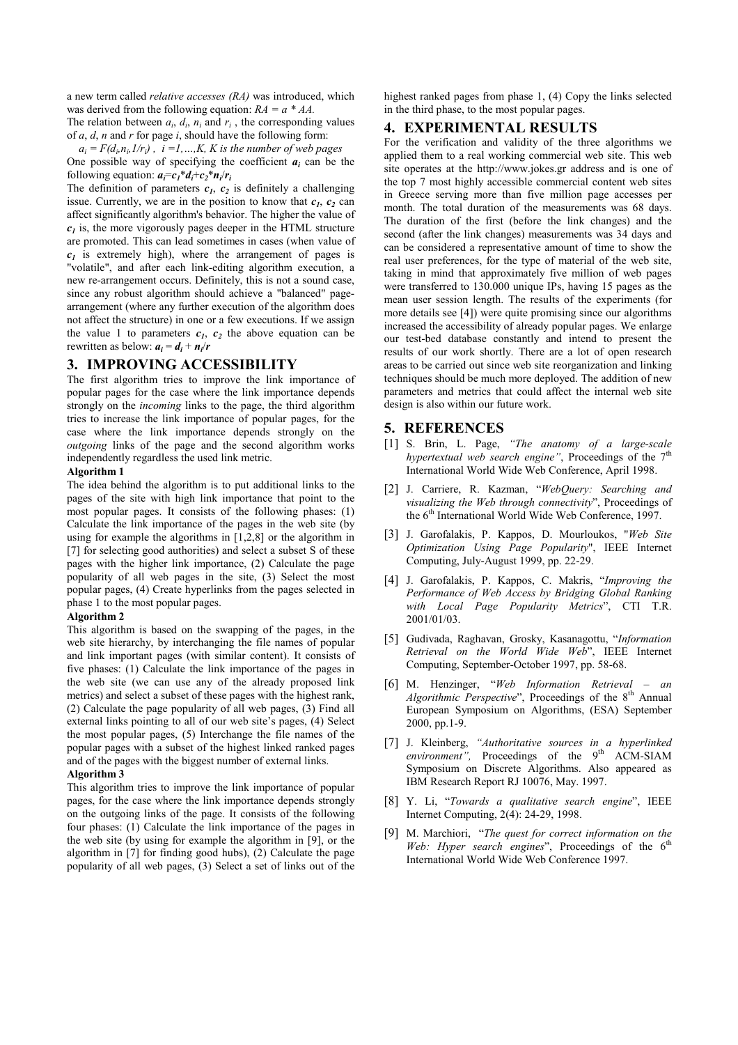a new term called *relative accesses (RA)* was introduced, which was derived from the following equation: $RA = a * AA$.

The relation between $a_i$, $d_i$, $n_i$ and $r_i$, the corresponding values of $a$, $d$, $n$ and $r$ for page $i$, should have the following form:

$$a_i = F(d_i, n_i, 1/r_i), \quad i = 1, \ldots, K, \text{ K is the number of web pages}$$

One possible way of specifying the coefficient $a_i$ can be the following equation: $a_i = c_1 * d_i + c_2 * n_i / r_i$

The definition of parameters $c_1$, $c_2$ is definitely a challenging issue. Currently, we are in the position to know that $c_1$, $c_2$ can affect significantly algorithm's behavior. The higher the value of $c_1$ is, the more vigorously pages deeper in the HTML structure are promoted. This can lead sometimes in cases (when value of $c_1$ is extremely high), where the arrangement of pages is "volatile", and after each link-editing algorithm execution, a new re-arrangement occurs. Definitely, this is not a sound case, since any robust algorithm should achieve a "balanced" page-arrangement (where any further execution of the algorithm does not affect the structure) in one or a few executions. If we assign the value 1 to parameters $c_1$, $c_2$ the above equation can be rewritten as below: $a_i = d_i + n_i / r$

## 3. IMPROVING ACCESSIBILITY

The first algorithm tries to improve the link importance of popular pages for the case where the link importance depends strongly on the *incoming* links to the page, the third algorithm tries to increase the link importance of popular pages, for the case where the link importance depends strongly on the *outgoing* links of the page and the second algorithm works independently regardless the used link metric.

**Algorithm 1**

The idea behind the algorithm is to put additional links to the pages of the site with high link importance that point to the most popular pages. It consists of the following phases: (1) Calculate the link importance of the pages in the web site (by using for example the algorithms in [1,2,8] or the algorithm in [7] for selecting good authorities) and select a subset S of these pages with the higher link importance, (2) Calculate the page popularity of all web pages in the site, (3) Select the most popular pages, (4) Create hyperlinks from the pages selected in phase 1 to the most popular pages.

**Algorithm 2**

This algorithm is based on the swapping of the pages, in the web site hierarchy, by interchanging the file names of popular and link important pages (with similar content). It consists of five phases: (1) Calculate the link importance of the pages in the web site (we can use any of the already proposed link metrics) and select a subset of these pages with the highest rank, (2) Calculate the page popularity of all web pages, (3) Find all external links pointing to all of our web site's pages, (4) Select the most popular pages, (5) Interchange the file names of the popular pages with a subset of the highest linked ranked pages and of the pages with the biggest number of external links.

**Algorithm 3**

This algorithm tries to improve the link importance of popular pages, for the case where the link importance depends strongly on the outgoing links of the page. It consists of the following four phases: (1) Calculate the link importance of the pages in the web site (by using for example the algorithm in [9], or the algorithm in [7] for finding good hubs), (2) Calculate the page popularity of all web pages, (3) Select a set of links out of the highest ranked pages from phase 1, (4) Copy the links selected in the third phase, to the most popular pages.

## 4. EXPERIMENTAL RESULTS

For the verification and validity of the three algorithms we applied them to a real working commercial web site. This web site operates at the http://www.jokes.gr address and is one of the top 7 most highly accessible commercial content web sites in Greece serving more than five million page accesses per month. The total duration of the measurements was 68 days. The duration of the first (before the link changes) and the second (after the link changes) measurements was 34 days and can be considered a representative amount of time to show the real user preferences, for the type of material of the web site, taking in mind that approximately five million of web pages were transferred to 130.000 unique IPs, having 15 pages as the mean user session length. The results of the experiments (for more details see [4]) were quite promising since our algorithms increased the accessibility of already popular pages. We enlarge our test-bed database constantly and intend to present the results of our work shortly. There are a lot of open research areas to be carried out since web site reorganization and linking techniques should be much more deployed. The addition of new parameters and metrics that could affect the internal web site design is also within our future work.

## 5. REFERENCES

[1] S. Brin, L. Page, *"The anatomy of a large-scale hypertextual web search engine"*, Proceedings of the 7th International World Wide Web Conference, April 1998.

[2] J. Carriere, R. Kazman, "*WebQuery: Searching and visualizing the Web through connectivity*", Proceedings of the 6th International World Wide Web Conference, 1997.

[3] J. Garofalakis, P. Kappos, D. Mourloukos, "*Web Site Optimization Using Page Popularity*", IEEE Internet Computing, July-August 1999, pp. 22-29.

[4] J. Garofalakis, P. Kappos, C. Makris, "*Improving the Performance of Web Access by Bridging Global Ranking with Local Page Popularity Metrics*", CTI T.R. 2001/01/03.

[5] Gudivada, Raghavan, Grosky, Kasanagottu, "*Information Retrieval on the World Wide Web*", IEEE Internet Computing, September-October 1997, pp. 58-68.

[6] M. Henzinger, "*Web Information Retrieval – an Algorithmic Perspective*", Proceedings of the 8th Annual European Symposium on Algorithms, (ESA) September 2000, pp.1-9.

[7] J. Kleinberg, *"Authoritative sources in a hyperlinked environment"*, Proceedings of the 9th ACM-SIAM Symposium on Discrete Algorithms. Also appeared as IBM Research Report RJ 10076, May. 1997.

[8] Y. Li, "*Towards a qualitative search engine*", IEEE Internet Computing, 2(4): 24-29, 1998.

[9] M. Marchiori, "*The quest for correct information on the Web: Hyper search engines*", Proceedings of the 6th International World Wide Web Conference 1997.